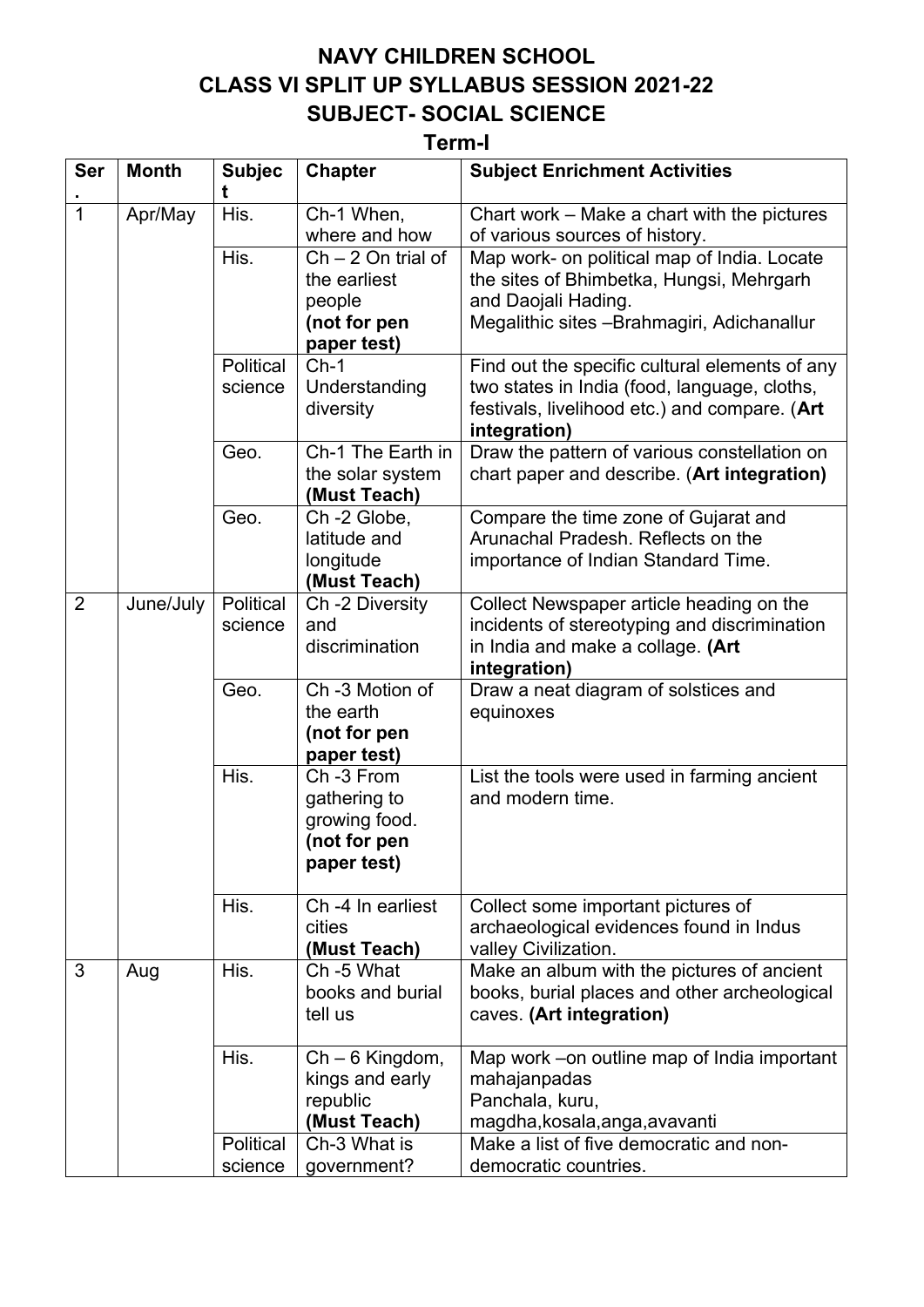# NAVY CHILDREN SCHOOL
## CLASS VI SPLIT UP SYLLABUS SESSION 2021-22
## SUBJECT- SOCIAL SCIENCE
### Term-I

| Ser. | Month | Subject | Chapter | Subject Enrichment Activities |
|---|---|---|---|---|
| 1 | Apr/May | His. | Ch-1 When, where and how | Chart work – Make a chart with the pictures of various sources of history. |
| | | His. | Ch – 2 On trial of the earliest people **(not for pen paper test)** | Map work- on political map of India. Locate the sites of Bhimbetka, Hungsi, Mehrgarh and Daojali Hading. Megalithic sites –Brahmagiri, Adichanallur |
| | | Political science | Ch-1 Understanding diversity | Find out the specific cultural elements of any two states in India (food, language, cloths, festivals, livelihood etc.) and compare. (**Art integration)** |
| | | Geo. | Ch-1 The Earth in the solar system **(Must Teach)** | Draw the pattern of various constellation on chart paper and describe. (**Art integration)** |
| | | Geo. | Ch -2 Globe, latitude and longitude **(Must Teach)** | Compare the time zone of Gujarat and Arunachal Pradesh. Reflects on the importance of Indian Standard Time. |
| 2 | June/July | Political science | Ch -2 Diversity and discrimination | Collect Newspaper article heading on the incidents of stereotyping and discrimination in India and make a collage. **(Art integration)** |
| | | Geo. | Ch -3 Motion of the earth **(not for pen paper test)** | Draw a neat diagram of solstices and equinoxes |
| | | His. | Ch -3 From gathering to growing food. **(not for pen paper test)** | List the tools were used in farming ancient and modern time. |
| | | His. | Ch -4 In earliest cities **(Must Teach)** | Collect some important pictures of archaeological evidences found in Indus valley Civilization. |
| 3 | Aug | His. | Ch -5 What books and burial tell us | Make an album with the pictures of ancient books, burial places and other archeological caves. **(Art integration)** |
| | | His. | Ch – 6 Kingdom, kings and early republic **(Must Teach)** | Map work –on outline map of India important mahajanpadas Panchala, kuru, magdha,kosala,anga,avavanti |
| | | Political science | Ch-3 What is government? | Make a list of five democratic and non-democratic countries. |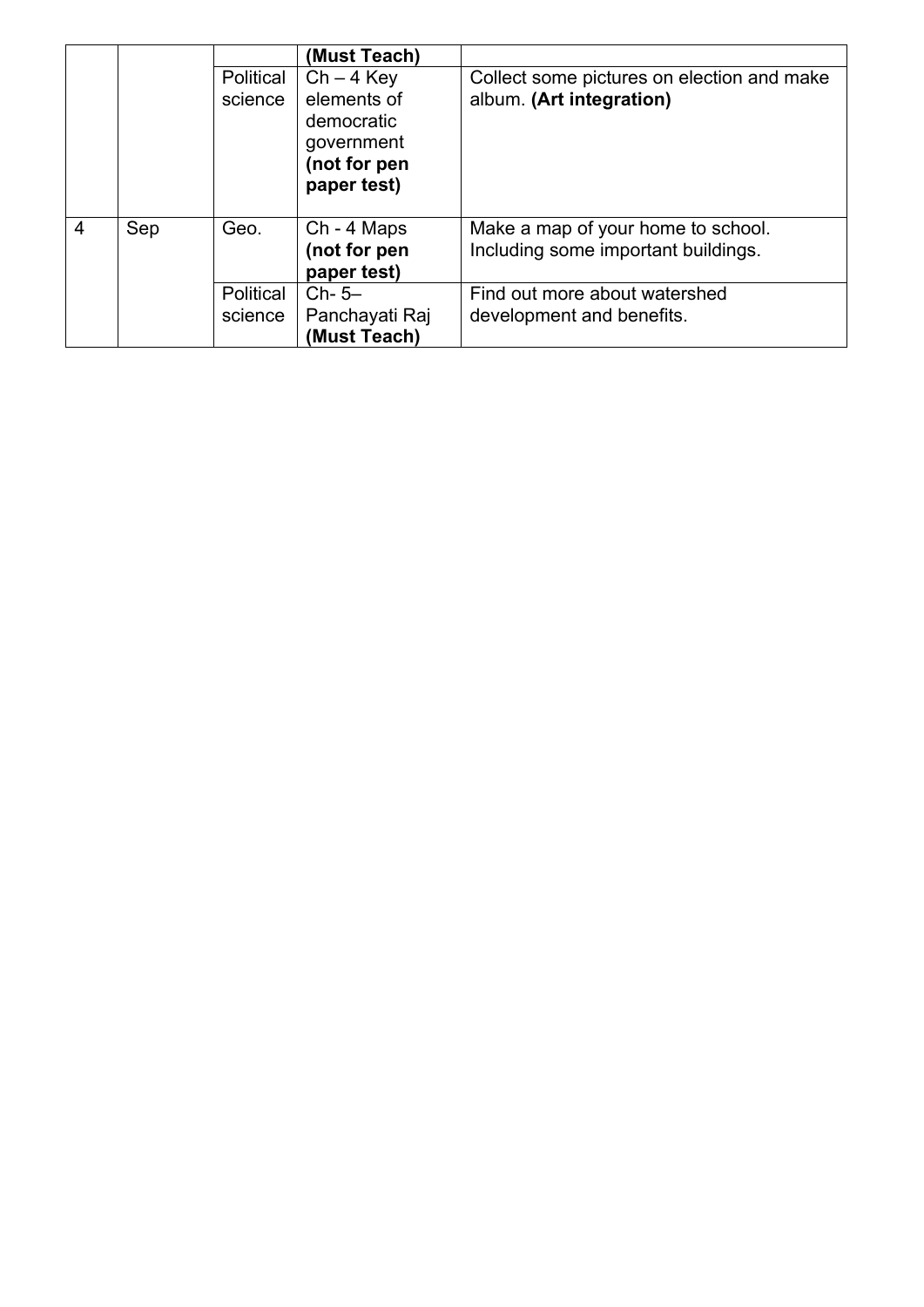| | | | (Must Teach) | |
|---|---|---|---|---|
| | | Political science | Ch – 4 Key elements of democratic government **(not for pen paper test)** | Collect some pictures on election and make album. **(Art integration)** |
| 4 | Sep | Geo. | Ch - 4 Maps **(not for pen paper test)** | Make a map of your home to school. Including some important buildings. |
| | | Political science | Ch- 5– Panchayati Raj **(Must Teach)** | Find out more about watershed development and benefits. |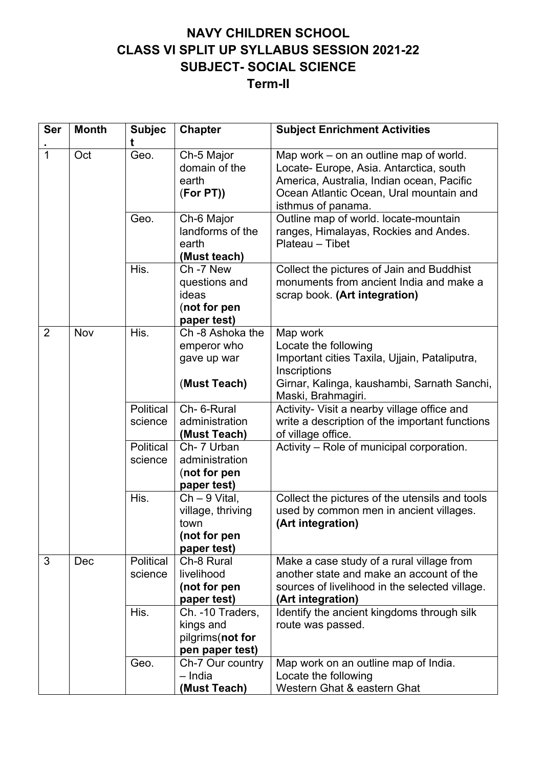# NAVY CHILDREN SCHOOL
## CLASS VI SPLIT UP SYLLABUS SESSION 2021-22
## SUBJECT- SOCIAL SCIENCE
## Term-II

| Ser. | Month | Subject | Chapter | Subject Enrichment Activities |
|---|---|---|---|---|
| 1 | Oct | Geo. | Ch-5 Major domain of the earth (**For PT)**) | Map work – on an outline map of world. Locate- Europe, Asia. Antarctica, south America, Australia, Indian ocean, Pacific Ocean Atlantic Ocean, Ural mountain and isthmus of panama. |
| | | Geo. | Ch-6 Major landforms of the earth **(Must teach)** | Outline map of world. locate-mountain ranges, Himalayas, Rockies and Andes. Plateau – Tibet |
| | | His. | Ch -7 New questions and ideas (**not for pen paper test)** | Collect the pictures of Jain and Buddhist monuments from ancient India and make a scrap book. **(Art integration)** |
| 2 | Nov | His. | Ch -8 Ashoka the emperor who gave up war (**Must Teach)** | Map work<br>Locate the following<br>Important cities Taxila, Ujjain, Pataliputra, Inscriptions<br>Girnar, Kalinga, kaushambi, Sarnath Sanchi, Maski, Brahmagiri. |
| | | Political science | Ch- 6-Rural administration **(Must Teach)** | Activity- Visit a nearby village office and write a description of the important functions of village office. |
| | | Political science | Ch- 7 Urban administration (**not for pen paper test)** | Activity – Role of municipal corporation. |
| | | His. | Ch – 9 Vital, village, thriving town **(not for pen paper test)** | Collect the pictures of the utensils and tools used by common men in ancient villages. **(Art integration)** |
| 3 | Dec | Political science | Ch-8 Rural livelihood **(not for pen paper test)** | Make a case study of a rural village from another state and make an account of the sources of livelihood in the selected village. **(Art integration)** |
| | | His. | Ch. -10 Traders, kings and pilgrims(**not for pen paper test)** | Identify the ancient kingdoms through silk route was passed. |
| | | Geo. | Ch-7 Our country – India **(Must Teach)** | Map work on an outline map of India.<br>Locate the following<br>Western Ghat & eastern Ghat |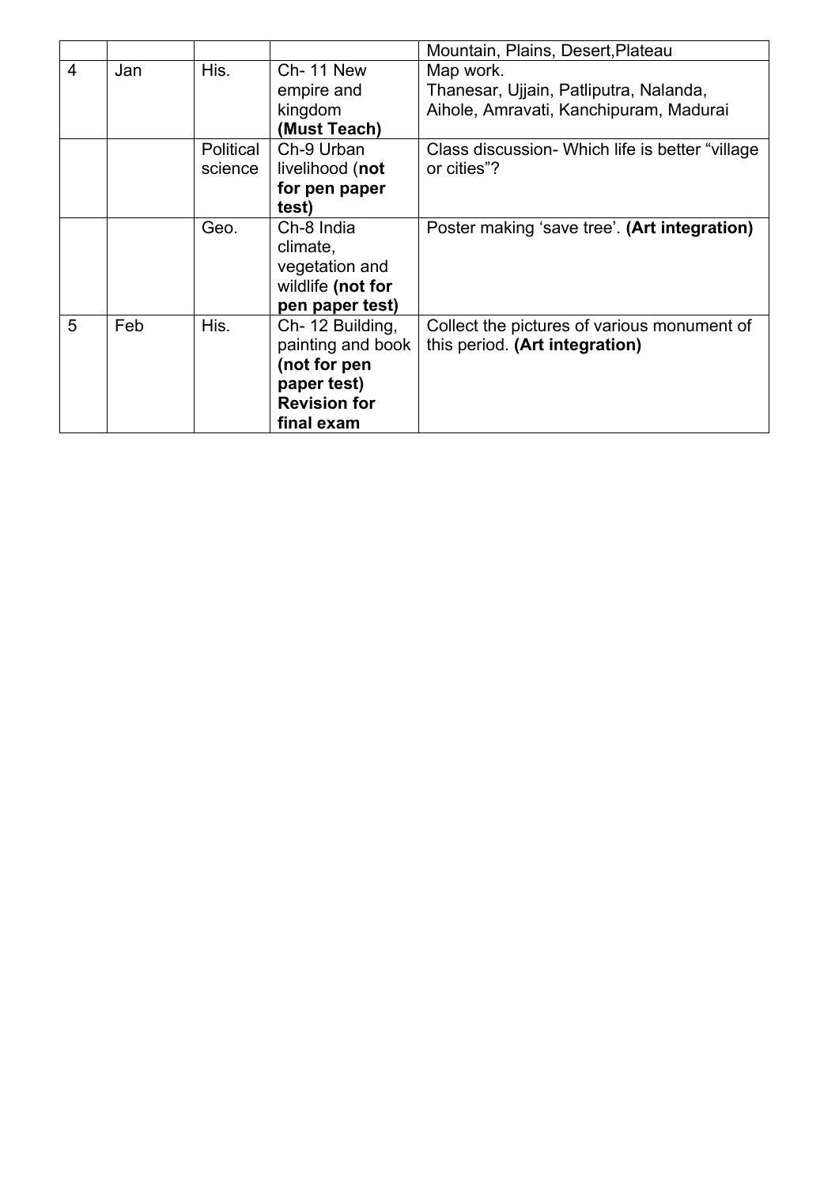| | | | | |
|---|---|---|---|---|
| | | | | Mountain, Plains, Desert,Plateau |
| 4 | Jan | His. | Ch- 11 New empire and kingdom **(Must Teach)** | Map work. Thanesar, Ujjain, Patliputra, Nalanda, Aihole, Amravati, Kanchipuram, Madurai |
| | | Political science | Ch-9 Urban livelihood (**not for pen paper test)** | Class discussion- Which life is better “village or cities”? |
| | | Geo. | Ch-8 India climate, vegetation and wildlife **(not for pen paper test)** | Poster making ‘save tree’. **(Art integration)** |
| 5 | Feb | His. | Ch- 12 Building, painting and book **(not for pen paper test) Revision for final exam** | Collect the pictures of various monument of this period. **(Art integration)** |